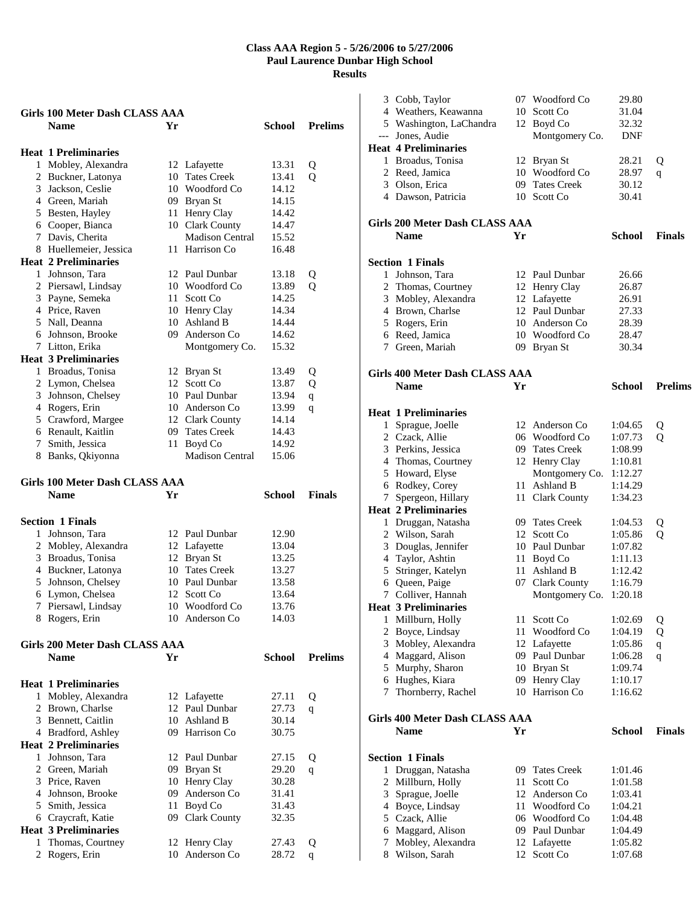# Class AAA Region 5 - 5/26/2006 to 5/27/2006
## Paul Laurence Dunbar High School
## Results

### Girls 100 Meter Dash CLASS AAA

| | Name | Yr | School | Prelims | |
|---|---|---|---|---|---|
| **Heat 1 Preliminaries** | | | | | |
| 1 | Mobley, Alexandra | 12 | Lafayette | 13.31 | Q |
| 2 | Buckner, Latonya | 10 | Tates Creek | 13.41 | Q |
| 3 | Jackson, Ceslie | 10 | Woodford Co | 14.12 | |
| 4 | Green, Mariah | 09 | Bryan St | 14.15 | |
| 5 | Besten, Hayley | 11 | Henry Clay | 14.42 | |
| 6 | Cooper, Bianca | 10 | Clark County | 14.47 | |
| 7 | Davis, Cherita | | Madison Central | 15.52 | |
| 8 | Huellemeier, Jessica | 11 | Harrison Co | 16.48 | |
| **Heat 2 Preliminaries** | | | | | |
| 1 | Johnson, Tara | 12 | Paul Dunbar | 13.18 | Q |
| 2 | Piersawl, Lindsay | 10 | Woodford Co | 13.89 | Q |
| 3 | Payne, Semeka | 11 | Scott Co | 14.25 | |
| 4 | Price, Raven | 10 | Henry Clay | 14.34 | |
| 5 | Nall, Deanna | 10 | Ashland B | 14.44 | |
| 6 | Johnson, Brooke | 09 | Anderson Co | 14.62 | |
| 7 | Litton, Erika | | Montgomery Co. | 15.32 | |
| **Heat 3 Preliminaries** | | | | | |
| 1 | Broadus, Tonisa | 12 | Bryan St | 13.49 | Q |
| 2 | Lymon, Chelsea | 12 | Scott Co | 13.87 | Q |
| 3 | Johnson, Chelsey | 10 | Paul Dunbar | 13.94 | q |
| 4 | Rogers, Erin | 10 | Anderson Co | 13.99 | q |
| 5 | Crawford, Margee | 12 | Clark County | 14.14 | |
| 6 | Renault, Kaitlin | 09 | Tates Creek | 14.43 | |
| 7 | Smith, Jessica | 11 | Boyd Co | 14.92 | |
| 8 | Banks, Qkiyonna | | Madison Central | 15.06 | |

### Girls 100 Meter Dash CLASS AAA

| | Name | Yr | School | Finals |
|---|---|---|---|---|
| **Section 1 Finals** | | | | |
| 1 | Johnson, Tara | 12 | Paul Dunbar | 12.90 |
| 2 | Mobley, Alexandra | 12 | Lafayette | 13.04 |
| 3 | Broadus, Tonisa | 12 | Bryan St | 13.25 |
| 4 | Buckner, Latonya | 10 | Tates Creek | 13.27 |
| 5 | Johnson, Chelsey | 10 | Paul Dunbar | 13.58 |
| 6 | Lymon, Chelsea | 12 | Scott Co | 13.64 |
| 7 | Piersawl, Lindsay | 10 | Woodford Co | 13.76 |
| 8 | Rogers, Erin | 10 | Anderson Co | 14.03 |

### Girls 200 Meter Dash CLASS AAA

| | Name | Yr | School | Prelims | |
|---|---|---|---|---|---|
| **Heat 1 Preliminaries** | | | | | |
| 1 | Mobley, Alexandra | 12 | Lafayette | 27.11 | Q |
| 2 | Brown, Charlse | 12 | Paul Dunbar | 27.73 | q |
| 3 | Bennett, Caitlin | 10 | Ashland B | 30.14 | |
| 4 | Bradford, Ashley | 09 | Harrison Co | 30.75 | |
| **Heat 2 Preliminaries** | | | | | |
| 1 | Johnson, Tara | 12 | Paul Dunbar | 27.15 | Q |
| 2 | Green, Mariah | 09 | Bryan St | 29.20 | q |
| 3 | Price, Raven | 10 | Henry Clay | 30.28 | |
| 4 | Johnson, Brooke | 09 | Anderson Co | 31.41 | |
| 5 | Smith, Jessica | 11 | Boyd Co | 31.43 | |
| 6 | Craycraft, Katie | 09 | Clark County | 32.35 | |
| **Heat 3 Preliminaries** | | | | | |
| 1 | Thomas, Courtney | 12 | Henry Clay | 27.43 | Q |
| 2 | Rogers, Erin | 10 | Anderson Co | 28.72 | q |
| 3 | Cobb, Taylor | 07 | Woodford Co | 29.80 | |
| 4 | Weathers, Keawanna | 10 | Scott Co | 31.04 | |
| 5 | Washington, LaChandra | 12 | Boyd Co | 32.32 | |
| --- | Jones, Audie | | Montgomery Co. | DNF | |
| **Heat 4 Preliminaries** | | | | | |
| 1 | Broadus, Tonisa | 12 | Bryan St | 28.21 | Q |
| 2 | Reed, Jamica | 10 | Woodford Co | 28.97 | q |
| 3 | Olson, Erica | 09 | Tates Creek | 30.12 | |
| 4 | Dawson, Patricia | 10 | Scott Co | 30.41 | |

### Girls 200 Meter Dash CLASS AAA

| | Name | Yr | School | Finals |
|---|---|---|---|---|
| **Section 1 Finals** | | | | |
| 1 | Johnson, Tara | 12 | Paul Dunbar | 26.66 |
| 2 | Thomas, Courtney | 12 | Henry Clay | 26.87 |
| 3 | Mobley, Alexandra | 12 | Lafayette | 26.91 |
| 4 | Brown, Charlse | 12 | Paul Dunbar | 27.33 |
| 5 | Rogers, Erin | 10 | Anderson Co | 28.39 |
| 6 | Reed, Jamica | 10 | Woodford Co | 28.47 |
| 7 | Green, Mariah | 09 | Bryan St | 30.34 |

### Girls 400 Meter Dash CLASS AAA

| | Name | Yr | School | Prelims | |
|---|---|---|---|---|---|
| **Heat 1 Preliminaries** | | | | | |
| 1 | Sprague, Joelle | 12 | Anderson Co | 1:04.65 | Q |
| 2 | Czack, Allie | 06 | Woodford Co | 1:07.73 | Q |
| 3 | Perkins, Jessica | 09 | Tates Creek | 1:08.99 | |
| 4 | Thomas, Courtney | 12 | Henry Clay | 1:10.81 | |
| 5 | Howard, Elyse | | Montgomery Co. | 1:12.27 | |
| 6 | Rodkey, Corey | 11 | Ashland B | 1:14.29 | |
| 7 | Spergeon, Hillary | 11 | Clark County | 1:34.23 | |
| **Heat 2 Preliminaries** | | | | | |
| 1 | Druggan, Natasha | 09 | Tates Creek | 1:04.53 | Q |
| 2 | Wilson, Sarah | 12 | Scott Co | 1:05.86 | Q |
| 3 | Douglas, Jennifer | 10 | Paul Dunbar | 1:07.82 | |
| 4 | Taylor, Ashtin | 11 | Boyd Co | 1:11.13 | |
| 5 | Stringer, Katelyn | 11 | Ashland B | 1:12.42 | |
| 6 | Queen, Paige | 07 | Clark County | 1:16.79 | |
| 7 | Colliver, Hannah | | Montgomery Co. | 1:20.18 | |
| **Heat 3 Preliminaries** | | | | | |
| 1 | Millburn, Holly | 11 | Scott Co | 1:02.69 | Q |
| 2 | Boyce, Lindsay | 11 | Woodford Co | 1:04.19 | Q |
| 3 | Mobley, Alexandra | 12 | Lafayette | 1:05.86 | q |
| 4 | Maggard, Alison | 09 | Paul Dunbar | 1:06.28 | q |
| 5 | Murphy, Sharon | 10 | Bryan St | 1:09.74 | |
| 6 | Hughes, Kiara | 09 | Henry Clay | 1:10.17 | |
| 7 | Thornberry, Rachel | 10 | Harrison Co | 1:16.62 | |

### Girls 400 Meter Dash CLASS AAA

| | Name | Yr | School | Finals |
|---|---|---|---|---|
| **Section 1 Finals** | | | | |
| 1 | Druggan, Natasha | 09 | Tates Creek | 1:01.46 |
| 2 | Millburn, Holly | 11 | Scott Co | 1:01.58 |
| 3 | Sprague, Joelle | 12 | Anderson Co | 1:03.41 |
| 4 | Boyce, Lindsay | 11 | Woodford Co | 1:04.21 |
| 5 | Czack, Allie | 06 | Woodford Co | 1:04.48 |
| 6 | Maggard, Alison | 09 | Paul Dunbar | 1:04.49 |
| 7 | Mobley, Alexandra | 12 | Lafayette | 1:05.82 |
| 8 | Wilson, Sarah | 12 | Scott Co | 1:07.68 |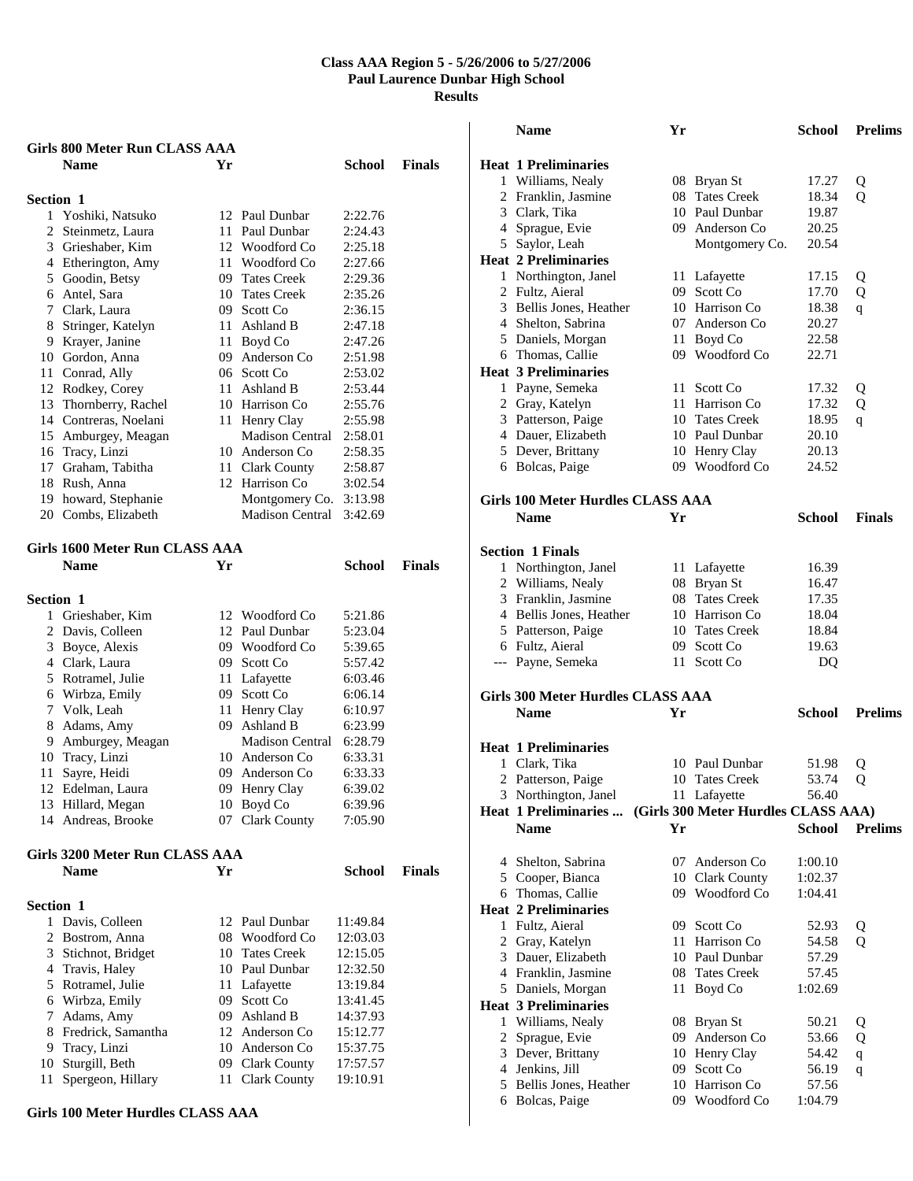# Class AAA Region 5 - 5/26/2006 to 5/27/2006
## Paul Laurence Dunbar High School
## Results

### Girls 800 Meter Run CLASS AAA

| | Name | Yr | School | Finals |
|---|---|---|---|---|
| **Section 1** | | | | |
| 1 | Yoshiki, Natsuko | 12 | Paul Dunbar | 2:22.76 |
| 2 | Steinmetz, Laura | 11 | Paul Dunbar | 2:24.43 |
| 3 | Grieshaber, Kim | 12 | Woodford Co | 2:25.18 |
| 4 | Etherington, Amy | 11 | Woodford Co | 2:27.66 |
| 5 | Goodin, Betsy | 09 | Tates Creek | 2:29.36 |
| 6 | Antel, Sara | 10 | Tates Creek | 2:35.26 |
| 7 | Clark, Laura | 09 | Scott Co | 2:36.15 |
| 8 | Stringer, Katelyn | 11 | Ashland B | 2:47.18 |
| 9 | Krayer, Janine | 11 | Boyd Co | 2:47.26 |
| 10 | Gordon, Anna | 09 | Anderson Co | 2:51.98 |
| 11 | Conrad, Ally | 06 | Scott Co | 2:53.02 |
| 12 | Rodkey, Corey | 11 | Ashland B | 2:53.44 |
| 13 | Thornberry, Rachel | 10 | Harrison Co | 2:55.76 |
| 14 | Contreras, Noelani | 11 | Henry Clay | 2:55.98 |
| 15 | Amburgey, Meagan | | Madison Central | 2:58.01 |
| 16 | Tracy, Linzi | 10 | Anderson Co | 2:58.35 |
| 17 | Graham, Tabitha | 11 | Clark County | 2:58.87 |
| 18 | Rush, Anna | 12 | Harrison Co | 3:02.54 |
| 19 | howard, Stephanie | | Montgomery Co. | 3:13.98 |
| 20 | Combs, Elizabeth | | Madison Central | 3:42.69 |

### Girls 1600 Meter Run CLASS AAA

| | Name | Yr | School | Finals |
|---|---|---|---|---|
| **Section 1** | | | | |
| 1 | Grieshaber, Kim | 12 | Woodford Co | 5:21.86 |
| 2 | Davis, Colleen | 12 | Paul Dunbar | 5:23.04 |
| 3 | Boyce, Alexis | 09 | Woodford Co | 5:39.65 |
| 4 | Clark, Laura | 09 | Scott Co | 5:57.42 |
| 5 | Rotramel, Julie | 11 | Lafayette | 6:03.46 |
| 6 | Wirbza, Emily | 09 | Scott Co | 6:06.14 |
| 7 | Volk, Leah | 11 | Henry Clay | 6:10.97 |
| 8 | Adams, Amy | 09 | Ashland B | 6:23.99 |
| 9 | Amburgey, Meagan | | Madison Central | 6:28.79 |
| 10 | Tracy, Linzi | 10 | Anderson Co | 6:33.31 |
| 11 | Sayre, Heidi | 09 | Anderson Co | 6:33.33 |
| 12 | Edelman, Laura | 09 | Henry Clay | 6:39.02 |
| 13 | Hillard, Megan | 10 | Boyd Co | 6:39.96 |
| 14 | Andreas, Brooke | 07 | Clark County | 7:05.90 |

### Girls 3200 Meter Run CLASS AAA

| | Name | Yr | School | Finals |
|---|---|---|---|---|
| **Section 1** | | | | |
| 1 | Davis, Colleen | 12 | Paul Dunbar | 11:49.84 |
| 2 | Bostrom, Anna | 08 | Woodford Co | 12:03.03 |
| 3 | Stichnot, Bridget | 10 | Tates Creek | 12:15.05 |
| 4 | Travis, Haley | 10 | Paul Dunbar | 12:32.50 |
| 5 | Rotramel, Julie | 11 | Lafayette | 13:19.84 |
| 6 | Wirbza, Emily | 09 | Scott Co | 13:41.45 |
| 7 | Adams, Amy | 09 | Ashland B | 14:37.93 |
| 8 | Fredrick, Samantha | 12 | Anderson Co | 15:12.77 |
| 9 | Tracy, Linzi | 10 | Anderson Co | 15:37.75 |
| 10 | Sturgill, Beth | 09 | Clark County | 17:57.57 |
| 11 | Spergeon, Hillary | 11 | Clark County | 19:10.91 |

### Girls 100 Meter Hurdles CLASS AAA

| | Name | Yr | School | Prelims | |
|---|---|---|---|---|---|
| **Heat 1 Preliminaries** | | | | | |
| 1 | Williams, Nealy | 08 | Bryan St | 17.27 | Q |
| 2 | Franklin, Jasmine | 08 | Tates Creek | 18.34 | Q |
| 3 | Clark, Tika | 10 | Paul Dunbar | 19.87 | |
| 4 | Sprague, Evie | 09 | Anderson Co | 20.25 | |
| 5 | Saylor, Leah | | Montgomery Co. | 20.54 | |
| **Heat 2 Preliminaries** | | | | | |
| 1 | Northington, Janel | 11 | Lafayette | 17.15 | Q |
| 2 | Fultz, Aieral | 09 | Scott Co | 17.70 | Q |
| 3 | Bellis Jones, Heather | 10 | Harrison Co | 18.38 | q |
| 4 | Shelton, Sabrina | 07 | Anderson Co | 20.27 | |
| 5 | Daniels, Morgan | 11 | Boyd Co | 22.58 | |
| 6 | Thomas, Callie | 09 | Woodford Co | 22.71 | |
| **Heat 3 Preliminaries** | | | | | |
| 1 | Payne, Semeka | 11 | Scott Co | 17.32 | Q |
| 2 | Gray, Katelyn | 11 | Harrison Co | 17.32 | Q |
| 3 | Patterson, Paige | 10 | Tates Creek | 18.95 | q |
| 4 | Dauer, Elizabeth | 10 | Paul Dunbar | 20.10 | |
| 5 | Dever, Brittany | 10 | Henry Clay | 20.13 | |
| 6 | Bolcas, Paige | 09 | Woodford Co | 24.52 | |

### Girls 100 Meter Hurdles CLASS AAA

| | Name | Yr | School | Finals |
|---|---|---|---|---|
| **Section 1 Finals** | | | | |
| 1 | Northington, Janel | 11 | Lafayette | 16.39 |
| 2 | Williams, Nealy | 08 | Bryan St | 16.47 |
| 3 | Franklin, Jasmine | 08 | Tates Creek | 17.35 |
| 4 | Bellis Jones, Heather | 10 | Harrison Co | 18.04 |
| 5 | Patterson, Paige | 10 | Tates Creek | 18.84 |
| 6 | Fultz, Aieral | 09 | Scott Co | 19.63 |
| --- | Payne, Semeka | 11 | Scott Co | DQ |

### Girls 300 Meter Hurdles CLASS AAA

| | Name | Yr | School | Prelims | |
|---|---|---|---|---|---|
| **Heat 1 Preliminaries** | | | | | |
| 1 | Clark, Tika | 10 | Paul Dunbar | 51.98 | Q |
| 2 | Patterson, Paige | 10 | Tates Creek | 53.74 | Q |
| 3 | Northington, Janel | 11 | Lafayette | 56.40 | |
| 4 | Shelton, Sabrina | 07 | Anderson Co | 1:00.10 | |
| 5 | Cooper, Bianca | 10 | Clark County | 1:02.37 | |
| 6 | Thomas, Callie | 09 | Woodford Co | 1:04.41 | |
| **Heat 2 Preliminaries** | | | | | |
| 1 | Fultz, Aieral | 09 | Scott Co | 52.93 | Q |
| 2 | Gray, Katelyn | 11 | Harrison Co | 54.58 | Q |
| 3 | Dauer, Elizabeth | 10 | Paul Dunbar | 57.29 | |
| 4 | Franklin, Jasmine | 08 | Tates Creek | 57.45 | |
| 5 | Daniels, Morgan | 11 | Boyd Co | 1:02.69 | |
| **Heat 3 Preliminaries** | | | | | |
| 1 | Williams, Nealy | 08 | Bryan St | 50.21 | Q |
| 2 | Sprague, Evie | 09 | Anderson Co | 53.66 | Q |
| 3 | Dever, Brittany | 10 | Henry Clay | 54.42 | q |
| 4 | Jenkins, Jill | 09 | Scott Co | 56.19 | q |
| 5 | Bellis Jones, Heather | 10 | Harrison Co | 57.56 | |
| 6 | Bolcas, Paige | 09 | Woodford Co | 1:04.79 | |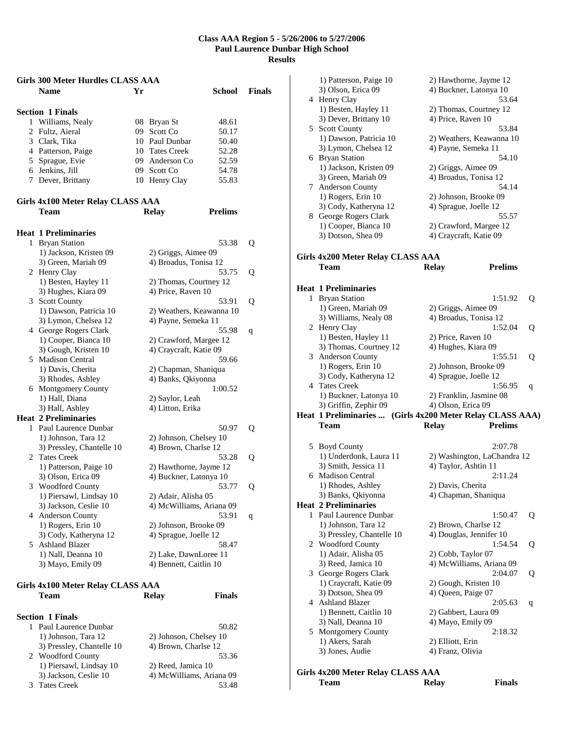**Class AAA Region 5 - 5/26/2006 to 5/27/2006**
**Paul Laurence Dunbar High School**
**Results**

### Girls 300 Meter Hurdles CLASS AAA

| | Name | Yr | School | Finals |
|---|---|---|---|---|
| **Section 1 Finals** | | | | |
| 1 | Williams, Nealy | 08 | Bryan St | 48.61 |
| 2 | Fultz, Aieral | 09 | Scott Co | 50.17 |
| 3 | Clark, Tika | 10 | Paul Dunbar | 50.40 |
| 4 | Patterson, Paige | 10 | Tates Creek | 52.28 |
| 5 | Sprague, Evie | 09 | Anderson Co | 52.59 |
| 6 | Jenkins, Jill | 09 | Scott Co | 54.78 |
| 7 | Dever, Brittany | 10 | Henry Clay | 55.83 |

### Girls 4x100 Meter Relay CLASS AAA

| | Team | Relay | Prelims | |
|---|---|---|---|---|
| **Heat 1 Preliminaries** | | | | |
| 1 | Bryan Station | | 53.38 | Q |
| | 1) Jackson, Kristen 09 | 2) Griggs, Aimee 09 | | |
| | 3) Green, Mariah 09 | 4) Broadus, Tonisa 12 | | |
| 2 | Henry Clay | | 53.75 | Q |
| | 1) Besten, Hayley 11 | 2) Thomas, Courtney 12 | | |
| | 3) Hughes, Kiara 09 | 4) Price, Raven 10 | | |
| 3 | Scott County | | 53.91 | Q |
| | 1) Dawson, Patricia 10 | 2) Weathers, Keawanna 10 | | |
| | 3) Lymon, Chelsea 12 | 4) Payne, Semeka 11 | | |
| 4 | George Rogers Clark | | 55.98 | q |
| | 1) Cooper, Bianca 10 | 2) Crawford, Margee 12 | | |
| | 3) Gough, Kristen 10 | 4) Craycraft, Katie 09 | | |
| 5 | Madison Central | | 59.66 | |
| | 1) Davis, Cherita | 2) Chapman, Shaniqua | | |
| | 3) Rhodes, Ashley | 4) Banks, Qkiyonna | | |
| 6 | Montgomery County | | 1:00.52 | |
| | 1) Hall, Diana | 2) Saylor, Leah | | |
| | 3) Hall, Ashley | 4) Litton, Erika | | |
| **Heat 2 Preliminaries** | | | | |
| 1 | Paul Laurence Dunbar | | 50.97 | Q |
| | 1) Johnson, Tara 12 | 2) Johnson, Chelsey 10 | | |
| | 3) Pressley, Chantelle 10 | 4) Brown, Charlse 12 | | |
| 2 | Tates Creek | | 53.28 | Q |
| | 1) Patterson, Paige 10 | 2) Hawthorne, Jayme 12 | | |
| | 3) Olson, Erica 09 | 4) Buckner, Latonya 10 | | |
| 3 | Woodford County | | 53.77 | Q |
| | 1) Piersawl, Lindsay 10 | 2) Adair, Alisha 05 | | |
| | 3) Jackson, Ceslie 10 | 4) McWilliams, Ariana 09 | | |
| 4 | Anderson County | | 53.91 | q |
| | 1) Rogers, Erin 10 | 2) Johnson, Brooke 09 | | |
| | 3) Cody, Katheryna 12 | 4) Sprague, Joelle 12 | | |
| 5 | Ashland Blazer | | 58.47 | |
| | 1) Nall, Deanna 10 | 2) Lake, DawnLoree 11 | | |
| | 3) Mayo, Emily 09 | 4) Bennett, Caitlin 10 | | |

### Girls 4x100 Meter Relay CLASS AAA

| | Team | Relay | Finals |
|---|---|---|---|
| **Section 1 Finals** | | | |
| 1 | Paul Laurence Dunbar | | 50.82 |
| | 1) Johnson, Tara 12 | 2) Johnson, Chelsey 10 | |
| | 3) Pressley, Chantelle 10 | 4) Brown, Charlse 12 | |
| 2 | Woodford County | | 53.36 |
| | 1) Piersawl, Lindsay 10 | 2) Reed, Jamica 10 | |
| | 3) Jackson, Ceslie 10 | 4) McWilliams, Ariana 09 | |
| 3 | Tates Creek | | 53.48 |
| | 1) Patterson, Paige 10 | 2) Hawthorne, Jayme 12 | |
| | 3) Olson, Erica 09 | 4) Buckner, Latonya 10 | |
| 4 | Henry Clay | | 53.64 |
| | 1) Besten, Hayley 11 | 2) Thomas, Courtney 12 | |
| | 3) Dever, Brittany 10 | 4) Price, Raven 10 | |
| 5 | Scott County | | 53.84 |
| | 1) Dawson, Patricia 10 | 2) Weathers, Keawanna 10 | |
| | 3) Lymon, Chelsea 12 | 4) Payne, Semeka 11 | |
| 6 | Bryan Station | | 54.10 |
| | 1) Jackson, Kristen 09 | 2) Griggs, Aimee 09 | |
| | 3) Green, Mariah 09 | 4) Broadus, Tonisa 12 | |
| 7 | Anderson County | | 54.14 |
| | 1) Rogers, Erin 10 | 2) Johnson, Brooke 09 | |
| | 3) Cody, Katheryna 12 | 4) Sprague, Joelle 12 | |
| 8 | George Rogers Clark | | 55.57 |
| | 1) Cooper, Bianca 10 | 2) Crawford, Margee 12 | |
| | 3) Dotson, Shea 09 | 4) Craycraft, Katie 09 | |

### Girls 4x200 Meter Relay CLASS AAA

| | Team | Relay | Prelims | |
|---|---|---|---|---|
| **Heat 1 Preliminaries** | | | | |
| 1 | Bryan Station | | 1:51.92 | Q |
| | 1) Green, Mariah 09 | 2) Griggs, Aimee 09 | | |
| | 3) Williams, Nealy 08 | 4) Broadus, Tonisa 12 | | |
| 2 | Henry Clay | | 1:52.04 | Q |
| | 1) Besten, Hayley 11 | 2) Price, Raven 10 | | |
| | 3) Thomas, Courtney 12 | 4) Hughes, Kiara 09 | | |
| 3 | Anderson County | | 1:55.51 | Q |
| | 1) Rogers, Erin 10 | 2) Johnson, Brooke 09 | | |
| | 3) Cody, Katheryna 12 | 4) Sprague, Joelle 12 | | |
| 4 | Tates Creek | | 1:56.95 | q |
| | 1) Buckner, Latonya 10 | 2) Franklin, Jasmine 08 | | |
| | 3) Griffin, Zephir 09 | 4) Olson, Erica 09 | | |
| 5 | Boyd County | | 2:07.78 | |
| | 1) Underdonk, Laura 11 | 2) Washington, LaChandra 12 | | |
| | 3) Smith, Jessica 11 | 4) Taylor, Ashtin 11 | | |
| 6 | Madison Central | | 2:11.24 | |
| | 1) Rhodes, Ashley | 2) Davis, Cherita | | |
| | 3) Banks, Qkiyonna | 4) Chapman, Shaniqua | | |
| **Heat 2 Preliminaries** | | | | |
| 1 | Paul Laurence Dunbar | | 1:50.47 | Q |
| | 1) Johnson, Tara 12 | 2) Brown, Charlse 12 | | |
| | 3) Pressley, Chantelle 10 | 4) Douglas, Jennifer 10 | | |
| 2 | Woodford County | | 1:54.54 | Q |
| | 1) Adair, Alisha 05 | 2) Cobb, Taylor 07 | | |
| | 3) Reed, Jamica 10 | 4) McWilliams, Ariana 09 | | |
| 3 | George Rogers Clark | | 2:04.07 | Q |
| | 1) Craycraft, Katie 09 | 2) Gough, Kristen 10 | | |
| | 3) Dotson, Shea 09 | 4) Queen, Paige 07 | | |
| 4 | Ashland Blazer | | 2:05.63 | q |
| | 1) Bennett, Caitlin 10 | 2) Gabbert, Laura 09 | | |
| | 3) Nall, Deanna 10 | 4) Mayo, Emily 09 | | |
| 5 | Montgomery County | | 2:18.32 | |
| | 1) Akers, Sarah | 2) Elliott, Erin | | |
| | 3) Jones, Audie | 4) Franz, Olivia | | |

### Girls 4x200 Meter Relay CLASS AAA

| Team | Relay | Finals |
|---|---|---|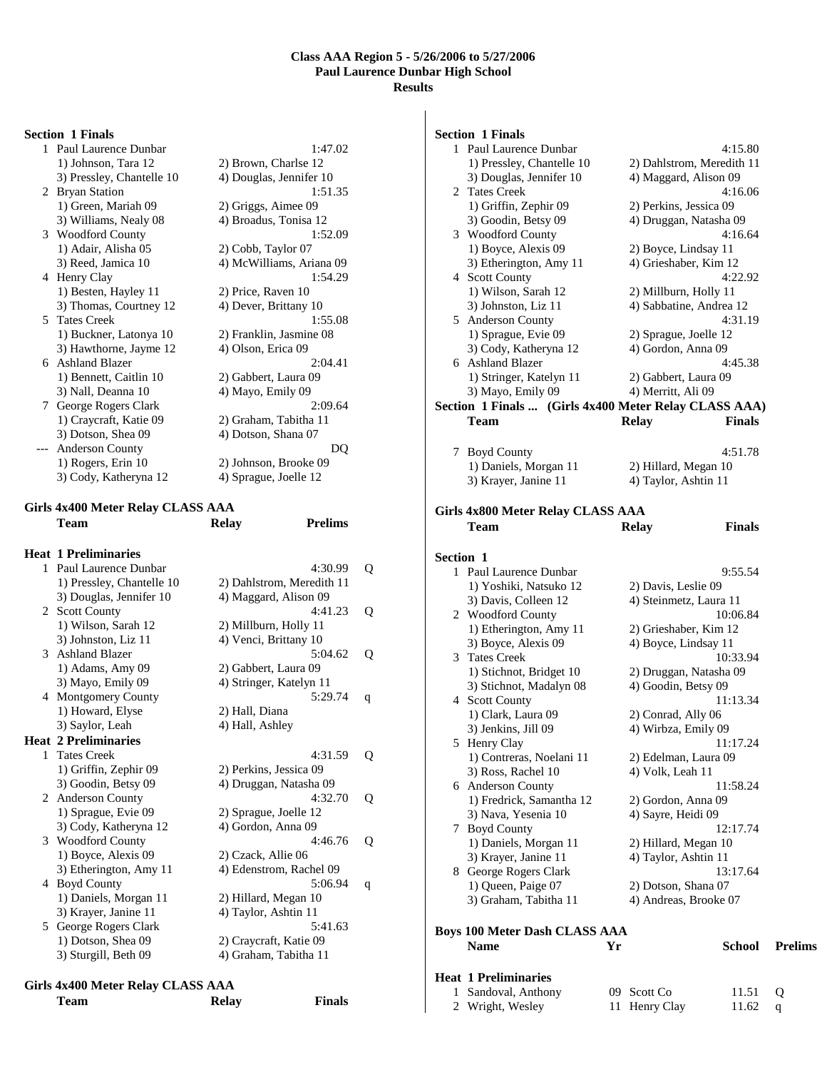**Class AAA Region 5 - 5/26/2006 to 5/27/2006**
**Paul Laurence Dunbar High School**
**Results**

**Section 1 Finals**

| Place | Team | Relay | Finals |
|---|---|---|---|
| 1 | Paul Laurence Dunbar | | 1:47.02 |
| | 1) Johnson, Tara 12 | 2) Brown, Charlse 12 | |
| | 3) Pressley, Chantelle 10 | 4) Douglas, Jennifer 10 | |
| 2 | Bryan Station | | 1:51.35 |
| | 1) Green, Mariah 09 | 2) Griggs, Aimee 09 | |
| | 3) Williams, Nealy 08 | 4) Broadus, Tonisa 12 | |
| 3 | Woodford County | | 1:52.09 |
| | 1) Adair, Alisha 05 | 2) Cobb, Taylor 07 | |
| | 3) Reed, Jamica 10 | 4) McWilliams, Ariana 09 | |
| 4 | Henry Clay | | 1:54.29 |
| | 1) Besten, Hayley 11 | 2) Price, Raven 10 | |
| | 3) Thomas, Courtney 12 | 4) Dever, Brittany 10 | |
| 5 | Tates Creek | | 1:55.08 |
| | 1) Buckner, Latonya 10 | 2) Franklin, Jasmine 08 | |
| | 3) Hawthorne, Jayme 12 | 4) Olson, Erica 09 | |
| 6 | Ashland Blazer | | 2:04.41 |
| | 1) Bennett, Caitlin 10 | 2) Gabbert, Laura 09 | |
| | 3) Nall, Deanna 10 | 4) Mayo, Emily 09 | |
| 7 | George Rogers Clark | | 2:09.64 |
| | 1) Craycraft, Katie 09 | 2) Graham, Tabitha 11 | |
| | 3) Dotson, Shea 09 | 4) Dotson, Shana 07 | |
| --- | Anderson County | | DQ |
| | 1) Rogers, Erin 10 | 2) Johnson, Brooke 09 | |
| | 3) Cody, Katheryna 12 | 4) Sprague, Joelle 12 | |

**Girls 4x400 Meter Relay CLASS AAA**

| Place | Team | Relay | Prelims | |
|---|---|---|---|---|
| **Heat 1 Preliminaries** | | | | |
| 1 | Paul Laurence Dunbar | | 4:30.99 | Q |
| | 1) Pressley, Chantelle 10 | 2) Dahlstrom, Meredith 11 | | |
| | 3) Douglas, Jennifer 10 | 4) Maggard, Alison 09 | | |
| 2 | Scott County | | 4:41.23 | Q |
| | 1) Wilson, Sarah 12 | 2) Millburn, Holly 11 | | |
| | 3) Johnston, Liz 11 | 4) Venci, Brittany 10 | | |
| 3 | Ashland Blazer | | 5:04.62 | Q |
| | 1) Adams, Amy 09 | 2) Gabbert, Laura 09 | | |
| | 3) Mayo, Emily 09 | 4) Stringer, Katelyn 11 | | |
| 4 | Montgomery County | | 5:29.74 | q |
| | 1) Howard, Elyse | 2) Hall, Diana | | |
| | 3) Saylor, Leah | 4) Hall, Ashley | | |
| **Heat 2 Preliminaries** | | | | |
| 1 | Tates Creek | | 4:31.59 | Q |
| | 1) Griffin, Zephir 09 | 2) Perkins, Jessica 09 | | |
| | 3) Goodin, Betsy 09 | 4) Druggan, Natasha 09 | | |
| 2 | Anderson County | | 4:32.70 | Q |
| | 1) Sprague, Evie 09 | 2) Sprague, Joelle 12 | | |
| | 3) Cody, Katheryna 12 | 4) Gordon, Anna 09 | | |
| 3 | Woodford County | | 4:46.76 | Q |
| | 1) Boyce, Alexis 09 | 2) Czack, Allie 06 | | |
| | 3) Etherington, Amy 11 | 4) Edenstrom, Rachel 09 | | |
| 4 | Boyd County | | 5:06.94 | q |
| | 1) Daniels, Morgan 11 | 2) Hillard, Megan 10 | | |
| | 3) Krayer, Janine 11 | 4) Taylor, Ashtin 11 | | |
| 5 | George Rogers Clark | | 5:41.63 | |
| | 1) Dotson, Shea 09 | 2) Craycraft, Katie 09 | | |
| | 3) Sturgill, Beth 09 | 4) Graham, Tabitha 11 | | |

**Girls 4x400 Meter Relay CLASS AAA**

| Place | Team | Relay | Finals |
|---|---|---|---|
| **Section 1 Finals** | | | |
| 1 | Paul Laurence Dunbar | | 4:15.80 |
| | 1) Pressley, Chantelle 10 | 2) Dahlstrom, Meredith 11 | |
| | 3) Douglas, Jennifer 10 | 4) Maggard, Alison 09 | |
| 2 | Tates Creek | | 4:16.06 |
| | 1) Griffin, Zephir 09 | 2) Perkins, Jessica 09 | |
| | 3) Goodin, Betsy 09 | 4) Druggan, Natasha 09 | |
| 3 | Woodford County | | 4:16.64 |
| | 1) Boyce, Alexis 09 | 2) Boyce, Lindsay 11 | |
| | 3) Etherington, Amy 11 | 4) Grieshaber, Kim 12 | |
| 4 | Scott County | | 4:22.92 |
| | 1) Wilson, Sarah 12 | 2) Millburn, Holly 11 | |
| | 3) Johnston, Liz 11 | 4) Sabbatine, Andrea 12 | |
| 5 | Anderson County | | 4:31.19 |
| | 1) Sprague, Evie 09 | 2) Sprague, Joelle 12 | |
| | 3) Cody, Katheryna 12 | 4) Gordon, Anna 09 | |
| 6 | Ashland Blazer | | 4:45.38 |
| | 1) Stringer, Katelyn 11 | 2) Gabbert, Laura 09 | |
| | 3) Mayo, Emily 09 | 4) Merritt, Ali 09 | |
| 7 | Boyd County | | 4:51.78 |
| | 1) Daniels, Morgan 11 | 2) Hillard, Megan 10 | |
| | 3) Krayer, Janine 11 | 4) Taylor, Ashtin 11 | |

**Girls 4x800 Meter Relay CLASS AAA**

| Place | Team | Relay | Finals |
|---|---|---|---|
| **Section 1** | | | |
| 1 | Paul Laurence Dunbar | | 9:55.54 |
| | 1) Yoshiki, Natsuko 12 | 2) Davis, Leslie 09 | |
| | 3) Davis, Colleen 12 | 4) Steinmetz, Laura 11 | |
| 2 | Woodford County | | 10:06.84 |
| | 1) Etherington, Amy 11 | 2) Grieshaber, Kim 12 | |
| | 3) Boyce, Alexis 09 | 4) Boyce, Lindsay 11 | |
| 3 | Tates Creek | | 10:33.94 |
| | 1) Stichnot, Bridget 10 | 2) Druggan, Natasha 09 | |
| | 3) Stichnot, Madalyn 08 | 4) Goodin, Betsy 09 | |
| 4 | Scott County | | 11:13.34 |
| | 1) Clark, Laura 09 | 2) Conrad, Ally 06 | |
| | 3) Jenkins, Jill 09 | 4) Wirbza, Emily 09 | |
| 5 | Henry Clay | | 11:17.24 |
| | 1) Contreras, Noelani 11 | 2) Edelman, Laura 09 | |
| | 3) Ross, Rachel 10 | 4) Volk, Leah 11 | |
| 6 | Anderson County | | 11:58.24 |
| | 1) Fredrick, Samantha 12 | 2) Gordon, Anna 09 | |
| | 3) Nava, Yesenia 10 | 4) Sayre, Heidi 09 | |
| 7 | Boyd County | | 12:17.74 |
| | 1) Daniels, Morgan 11 | 2) Hillard, Megan 10 | |
| | 3) Krayer, Janine 11 | 4) Taylor, Ashtin 11 | |
| 8 | George Rogers Clark | | 13:17.64 |
| | 1) Queen, Paige 07 | 2) Dotson, Shana 07 | |
| | 3) Graham, Tabitha 11 | 4) Andreas, Brooke 07 | |

**Boys 100 Meter Dash CLASS AAA**

| Place | Name | Yr | School | Prelims | |
|---|---|---|---|---|---|
| **Heat 1 Preliminaries** | | | | | |
| 1 | Sandoval, Anthony | 09 | Scott Co | 11.51 | Q |
| 2 | Wright, Wesley | 11 | Henry Clay | 11.62 | q |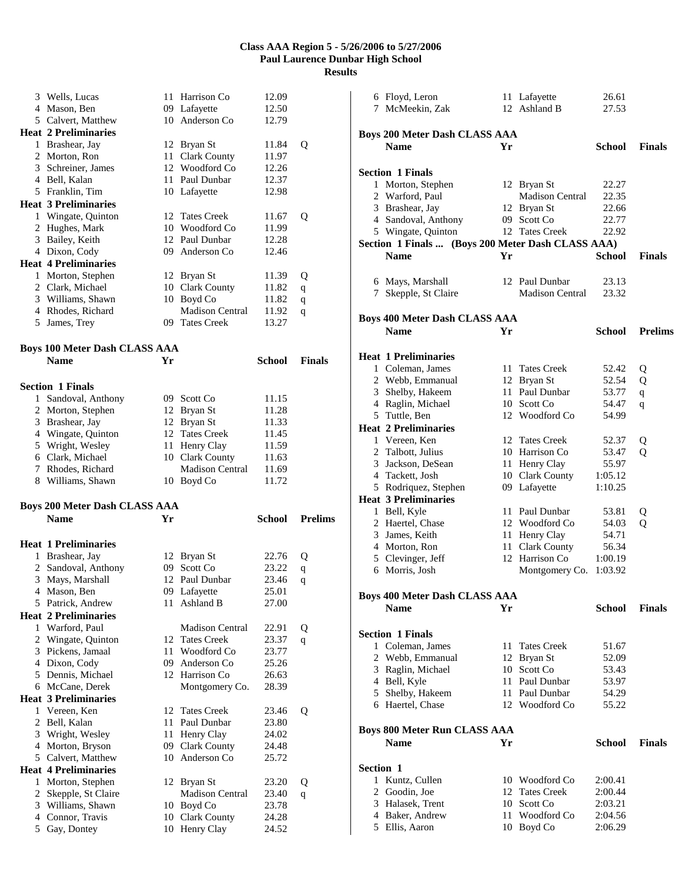# Class AAA Region 5 - 5/26/2006 to 5/27/2006
## Paul Laurence Dunbar High School
## Results

| | Name | Yr | School | Prelims | |
|---|---|---|---|---|---|
| 3 | Wells, Lucas | 11 | Harrison Co | 12.09 | |
| 4 | Mason, Ben | 09 | Lafayette | 12.50 | |
| 5 | Calvert, Matthew | 10 | Anderson Co | 12.79 | |
| **Heat 2 Preliminaries** | | | | | |
| 1 | Brashear, Jay | 12 | Bryan St | 11.84 | Q |
| 2 | Morton, Ron | 11 | Clark County | 11.97 | |
| 3 | Schreiner, James | 12 | Woodford Co | 12.26 | |
| 4 | Bell, Kalan | 11 | Paul Dunbar | 12.37 | |
| 5 | Franklin, Tim | 10 | Lafayette | 12.98 | |
| **Heat 3 Preliminaries** | | | | | |
| 1 | Wingate, Quinton | 12 | Tates Creek | 11.67 | Q |
| 2 | Hughes, Mark | 10 | Woodford Co | 11.99 | |
| 3 | Bailey, Keith | 12 | Paul Dunbar | 12.28 | |
| 4 | Dixon, Cody | 09 | Anderson Co | 12.46 | |
| **Heat 4 Preliminaries** | | | | | |
| 1 | Morton, Stephen | 12 | Bryan St | 11.39 | Q |
| 2 | Clark, Michael | 10 | Clark County | 11.82 | q |
| 3 | Williams, Shawn | 10 | Boyd Co | 11.82 | q |
| 4 | Rhodes, Richard | | Madison Central | 11.92 | q |
| 5 | James, Trey | 09 | Tates Creek | 13.27 | |

### Boys 100 Meter Dash CLASS AAA

| | Name | Yr | School | Finals |
|---|---|---|---|---|
| **Section 1 Finals** | | | | |
| 1 | Sandoval, Anthony | 09 | Scott Co | 11.15 |
| 2 | Morton, Stephen | 12 | Bryan St | 11.28 |
| 3 | Brashear, Jay | 12 | Bryan St | 11.33 |
| 4 | Wingate, Quinton | 12 | Tates Creek | 11.45 |
| 5 | Wright, Wesley | 11 | Henry Clay | 11.59 |
| 6 | Clark, Michael | 10 | Clark County | 11.63 |
| 7 | Rhodes, Richard | | Madison Central | 11.69 |
| 8 | Williams, Shawn | 10 | Boyd Co | 11.72 |

### Boys 200 Meter Dash CLASS AAA

| | Name | Yr | School | Prelims | |
|---|---|---|---|---|---|
| **Heat 1 Preliminaries** | | | | | |
| 1 | Brashear, Jay | 12 | Bryan St | 22.76 | Q |
| 2 | Sandoval, Anthony | 09 | Scott Co | 23.22 | q |
| 3 | Mays, Marshall | 12 | Paul Dunbar | 23.46 | q |
| 4 | Mason, Ben | 09 | Lafayette | 25.01 | |
| 5 | Patrick, Andrew | 11 | Ashland B | 27.00 | |
| **Heat 2 Preliminaries** | | | | | |
| 1 | Warford, Paul | | Madison Central | 22.91 | Q |
| 2 | Wingate, Quinton | 12 | Tates Creek | 23.37 | q |
| 3 | Pickens, Jamaal | 11 | Woodford Co | 23.77 | |
| 4 | Dixon, Cody | 09 | Anderson Co | 25.26 | |
| 5 | Dennis, Michael | 12 | Harrison Co | 26.63 | |
| 6 | McCane, Derek | | Montgomery Co. | 28.39 | |
| **Heat 3 Preliminaries** | | | | | |
| 1 | Vereen, Ken | 12 | Tates Creek | 23.46 | Q |
| 2 | Bell, Kalan | 11 | Paul Dunbar | 23.80 | |
| 3 | Wright, Wesley | 11 | Henry Clay | 24.02 | |
| 4 | Morton, Bryson | 09 | Clark County | 24.48 | |
| 5 | Calvert, Matthew | 10 | Anderson Co | 25.72 | |
| **Heat 4 Preliminaries** | | | | | |
| 1 | Morton, Stephen | 12 | Bryan St | 23.20 | Q |
| 2 | Skepple, St Claire | | Madison Central | 23.40 | q |
| 3 | Williams, Shawn | 10 | Boyd Co | 23.78 | |
| 4 | Connor, Travis | 10 | Clark County | 24.28 | |
| 5 | Gay, Dontey | 10 | Henry Clay | 24.52 | |
| 6 | Floyd, Leron | 11 | Lafayette | 26.61 | |
| 7 | McMeekin, Zak | 12 | Ashland B | 27.53 | |

### Boys 200 Meter Dash CLASS AAA

| | Name | Yr | School | Finals |
|---|---|---|---|---|
| **Section 1 Finals** | | | | |
| 1 | Morton, Stephen | 12 | Bryan St | 22.27 |
| 2 | Warford, Paul | | Madison Central | 22.35 |
| 3 | Brashear, Jay | 12 | Bryan St | 22.66 |
| 4 | Sandoval, Anthony | 09 | Scott Co | 22.77 |
| 5 | Wingate, Quinton | 12 | Tates Creek | 22.92 |
| 6 | Mays, Marshall | 12 | Paul Dunbar | 23.13 |
| 7 | Skepple, St Claire | | Madison Central | 23.32 |

### Boys 400 Meter Dash CLASS AAA

| | Name | Yr | School | Prelims | |
|---|---|---|---|---|---|
| **Heat 1 Preliminaries** | | | | | |
| 1 | Coleman, James | 11 | Tates Creek | 52.42 | Q |
| 2 | Webb, Emmanual | 12 | Bryan St | 52.54 | Q |
| 3 | Shelby, Hakeem | 11 | Paul Dunbar | 53.77 | q |
| 4 | Raglin, Michael | 10 | Scott Co | 54.47 | q |
| 5 | Tuttle, Ben | 12 | Woodford Co | 54.99 | |
| **Heat 2 Preliminaries** | | | | | |
| 1 | Vereen, Ken | 12 | Tates Creek | 52.37 | Q |
| 2 | Talbott, Julius | 10 | Harrison Co | 53.47 | Q |
| 3 | Jackson, DeSean | 11 | Henry Clay | 55.97 | |
| 4 | Tackett, Josh | 10 | Clark County | 1:05.12 | |
| 5 | Rodriquez, Stephen | 09 | Lafayette | 1:10.25 | |
| **Heat 3 Preliminaries** | | | | | |
| 1 | Bell, Kyle | 11 | Paul Dunbar | 53.81 | Q |
| 2 | Haertel, Chase | 12 | Woodford Co | 54.03 | Q |
| 3 | James, Keith | 11 | Henry Clay | 54.71 | |
| 4 | Morton, Ron | 11 | Clark County | 56.34 | |
| 5 | Clevinger, Jeff | 12 | Harrison Co | 1:00.19 | |
| 6 | Morris, Josh | | Montgomery Co. | 1:03.92 | |

### Boys 400 Meter Dash CLASS AAA

| | Name | Yr | School | Finals |
|---|---|---|---|---|
| **Section 1 Finals** | | | | |
| 1 | Coleman, James | 11 | Tates Creek | 51.67 |
| 2 | Webb, Emmanual | 12 | Bryan St | 52.09 |
| 3 | Raglin, Michael | 10 | Scott Co | 53.43 |
| 4 | Bell, Kyle | 11 | Paul Dunbar | 53.97 |
| 5 | Shelby, Hakeem | 11 | Paul Dunbar | 54.29 |
| 6 | Haertel, Chase | 12 | Woodford Co | 55.22 |

### Boys 800 Meter Run CLASS AAA

| | Name | Yr | School | Finals |
|---|---|---|---|---|
| **Section 1** | | | | |
| 1 | Kuntz, Cullen | 10 | Woodford Co | 2:00.41 |
| 2 | Goodin, Joe | 12 | Tates Creek | 2:00.44 |
| 3 | Halasek, Trent | 10 | Scott Co | 2:03.21 |
| 4 | Baker, Andrew | 11 | Woodford Co | 2:04.56 |
| 5 | Ellis, Aaron | 10 | Boyd Co | 2:06.29 |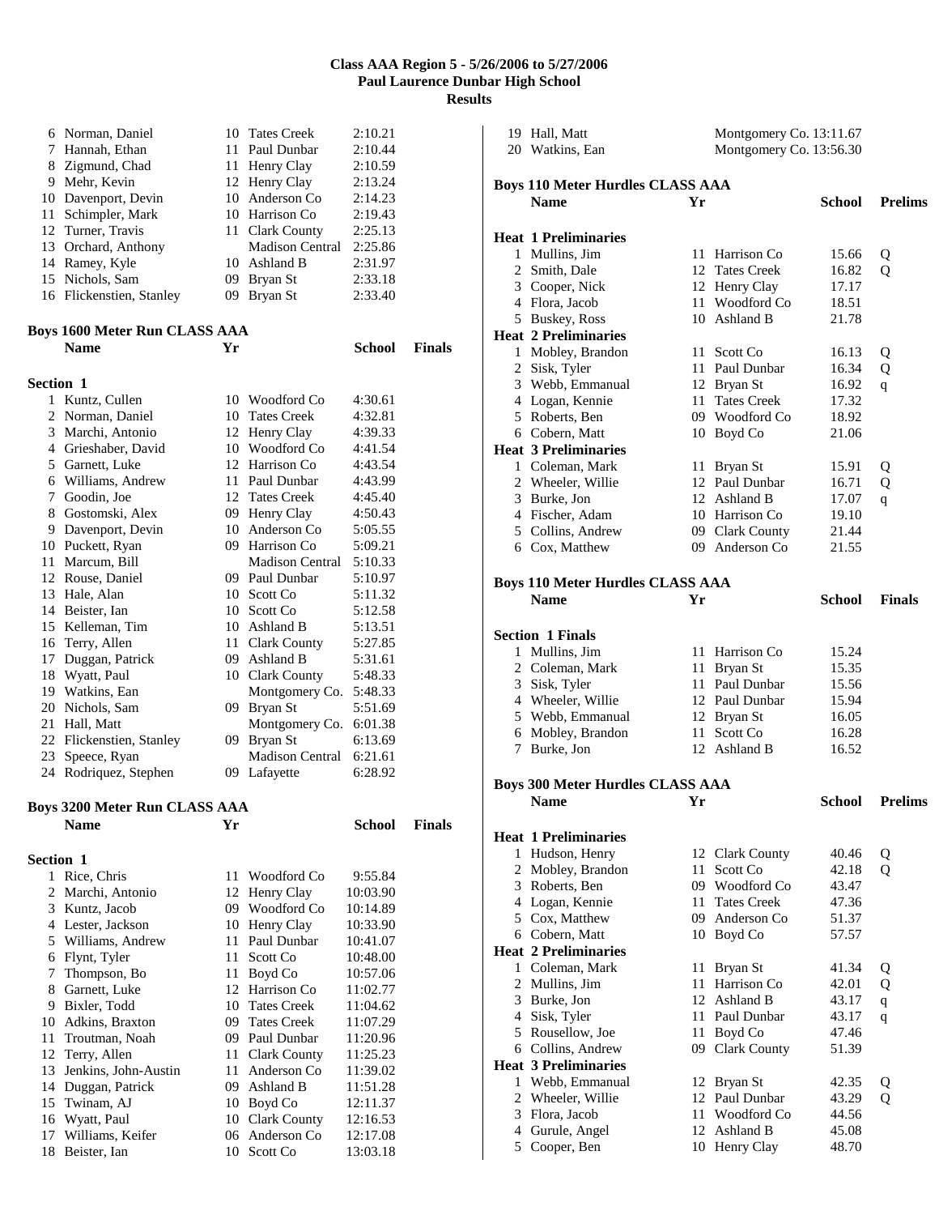# Class AAA Region 5 - 5/26/2006 to 5/27/2006
## Paul Laurence Dunbar High School
## Results

| | Name | Yr | School | Finals |
|---|---|---|---|---|
| 6 | Norman, Daniel | 10 | Tates Creek | 2:10.21 |
| 7 | Hannah, Ethan | 11 | Paul Dunbar | 2:10.44 |
| 8 | Zigmund, Chad | 11 | Henry Clay | 2:10.59 |
| 9 | Mehr, Kevin | 12 | Henry Clay | 2:13.24 |
| 10 | Davenport, Devin | 10 | Anderson Co | 2:14.23 |
| 11 | Schimpler, Mark | 10 | Harrison Co | 2:19.43 |
| 12 | Turner, Travis | 11 | Clark County | 2:25.13 |
| 13 | Orchard, Anthony | | Madison Central | 2:25.86 |
| 14 | Ramey, Kyle | 10 | Ashland B | 2:31.97 |
| 15 | Nichols, Sam | 09 | Bryan St | 2:33.18 |
| 16 | Flickenstien, Stanley | 09 | Bryan St | 2:33.40 |

### Boys 1600 Meter Run CLASS AAA

| | Name | Yr | School | Finals |
|---|---|---|---|---|
| **Section 1** | | | | |
| 1 | Kuntz, Cullen | 10 | Woodford Co | 4:30.61 |
| 2 | Norman, Daniel | 10 | Tates Creek | 4:32.81 |
| 3 | Marchi, Antonio | 12 | Henry Clay | 4:39.33 |
| 4 | Grieshaber, David | 10 | Woodford Co | 4:41.54 |
| 5 | Garnett, Luke | 12 | Harrison Co | 4:43.54 |
| 6 | Williams, Andrew | 11 | Paul Dunbar | 4:43.99 |
| 7 | Goodin, Joe | 12 | Tates Creek | 4:45.40 |
| 8 | Gostomski, Alex | 09 | Henry Clay | 4:50.43 |
| 9 | Davenport, Devin | 10 | Anderson Co | 5:05.55 |
| 10 | Puckett, Ryan | 09 | Harrison Co | 5:09.21 |
| 11 | Marcum, Bill | | Madison Central | 5:10.33 |
| 12 | Rouse, Daniel | 09 | Paul Dunbar | 5:10.97 |
| 13 | Hale, Alan | 10 | Scott Co | 5:11.32 |
| 14 | Beister, Ian | 10 | Scott Co | 5:12.58 |
| 15 | Kelleman, Tim | 10 | Ashland B | 5:13.51 |
| 16 | Terry, Allen | 11 | Clark County | 5:27.85 |
| 17 | Duggan, Patrick | 09 | Ashland B | 5:31.61 |
| 18 | Wyatt, Paul | 10 | Clark County | 5:48.33 |
| 19 | Watkins, Ean | | Montgomery Co. | 5:48.33 |
| 20 | Nichols, Sam | 09 | Bryan St | 5:51.69 |
| 21 | Hall, Matt | | Montgomery Co. | 6:01.38 |
| 22 | Flickenstien, Stanley | 09 | Bryan St | 6:13.69 |
| 23 | Speece, Ryan | | Madison Central | 6:21.61 |
| 24 | Rodriquez, Stephen | 09 | Lafayette | 6:28.92 |

### Boys 3200 Meter Run CLASS AAA

| | Name | Yr | School | Finals |
|---|---|---|---|---|
| **Section 1** | | | | |
| 1 | Rice, Chris | 11 | Woodford Co | 9:55.84 |
| 2 | Marchi, Antonio | 12 | Henry Clay | 10:03.90 |
| 3 | Kuntz, Jacob | 09 | Woodford Co | 10:14.89 |
| 4 | Lester, Jackson | 10 | Henry Clay | 10:33.90 |
| 5 | Williams, Andrew | 11 | Paul Dunbar | 10:41.07 |
| 6 | Flynt, Tyler | 11 | Scott Co | 10:48.00 |
| 7 | Thompson, Bo | 11 | Boyd Co | 10:57.06 |
| 8 | Garnett, Luke | 12 | Harrison Co | 11:02.77 |
| 9 | Bixler, Todd | 10 | Tates Creek | 11:04.62 |
| 10 | Adkins, Braxton | 09 | Tates Creek | 11:07.29 |
| 11 | Troutman, Noah | 09 | Paul Dunbar | 11:20.96 |
| 12 | Terry, Allen | 11 | Clark County | 11:25.23 |
| 13 | Jenkins, John-Austin | 11 | Anderson Co | 11:39.02 |
| 14 | Duggan, Patrick | 09 | Ashland B | 11:51.28 |
| 15 | Twinam, AJ | 10 | Boyd Co | 12:11.37 |
| 16 | Wyatt, Paul | 10 | Clark County | 12:16.53 |
| 17 | Williams, Keifer | 06 | Anderson Co | 12:17.08 |
| 18 | Beister, Ian | 10 | Scott Co | 13:03.18 |
| 19 | Hall, Matt | | Montgomery Co. | 13:11.67 |
| 20 | Watkins, Ean | | Montgomery Co. | 13:56.30 |

### Boys 110 Meter Hurdles CLASS AAA

| | Name | Yr | School | Prelims | |
|---|---|---|---|---|---|
| **Heat 1 Preliminaries** | | | | | |
| 1 | Mullins, Jim | 11 | Harrison Co | 15.66 | Q |
| 2 | Smith, Dale | 12 | Tates Creek | 16.82 | Q |
| 3 | Cooper, Nick | 12 | Henry Clay | 17.17 | |
| 4 | Flora, Jacob | 11 | Woodford Co | 18.51 | |
| 5 | Buskey, Ross | 10 | Ashland B | 21.78 | |
| **Heat 2 Preliminaries** | | | | | |
| 1 | Mobley, Brandon | 11 | Scott Co | 16.13 | Q |
| 2 | Sisk, Tyler | 11 | Paul Dunbar | 16.34 | Q |
| 3 | Webb, Emmanual | 12 | Bryan St | 16.92 | q |
| 4 | Logan, Kennie | 11 | Tates Creek | 17.32 | |
| 5 | Roberts, Ben | 09 | Woodford Co | 18.92 | |
| 6 | Cobern, Matt | 10 | Boyd Co | 21.06 | |
| **Heat 3 Preliminaries** | | | | | |
| 1 | Coleman, Mark | 11 | Bryan St | 15.91 | Q |
| 2 | Wheeler, Willie | 12 | Paul Dunbar | 16.71 | Q |
| 3 | Burke, Jon | 12 | Ashland B | 17.07 | q |
| 4 | Fischer, Adam | 10 | Harrison Co | 19.10 | |
| 5 | Collins, Andrew | 09 | Clark County | 21.44 | |
| 6 | Cox, Matthew | 09 | Anderson Co | 21.55 | |

### Boys 110 Meter Hurdles CLASS AAA

| | Name | Yr | School | Finals |
|---|---|---|---|---|
| **Section 1 Finals** | | | | |
| 1 | Mullins, Jim | 11 | Harrison Co | 15.24 |
| 2 | Coleman, Mark | 11 | Bryan St | 15.35 |
| 3 | Sisk, Tyler | 11 | Paul Dunbar | 15.56 |
| 4 | Wheeler, Willie | 12 | Paul Dunbar | 15.94 |
| 5 | Webb, Emmanual | 12 | Bryan St | 16.05 |
| 6 | Mobley, Brandon | 11 | Scott Co | 16.28 |
| 7 | Burke, Jon | 12 | Ashland B | 16.52 |

### Boys 300 Meter Hurdles CLASS AAA

| | Name | Yr | School | Prelims | |
|---|---|---|---|---|---|
| **Heat 1 Preliminaries** | | | | | |
| 1 | Hudson, Henry | 12 | Clark County | 40.46 | Q |
| 2 | Mobley, Brandon | 11 | Scott Co | 42.18 | Q |
| 3 | Roberts, Ben | 09 | Woodford Co | 43.47 | |
| 4 | Logan, Kennie | 11 | Tates Creek | 47.36 | |
| 5 | Cox, Matthew | 09 | Anderson Co | 51.37 | |
| 6 | Cobern, Matt | 10 | Boyd Co | 57.57 | |
| **Heat 2 Preliminaries** | | | | | |
| 1 | Coleman, Mark | 11 | Bryan St | 41.34 | Q |
| 2 | Mullins, Jim | 11 | Harrison Co | 42.01 | Q |
| 3 | Burke, Jon | 12 | Ashland B | 43.17 | q |
| 4 | Sisk, Tyler | 11 | Paul Dunbar | 43.17 | q |
| 5 | Rousellow, Joe | 11 | Boyd Co | 47.46 | |
| 6 | Collins, Andrew | 09 | Clark County | 51.39 | |
| **Heat 3 Preliminaries** | | | | | |
| 1 | Webb, Emmanual | 12 | Bryan St | 42.35 | Q |
| 2 | Wheeler, Willie | 12 | Paul Dunbar | 43.29 | Q |
| 3 | Flora, Jacob | 11 | Woodford Co | 44.56 | |
| 4 | Gurule, Angel | 12 | Ashland B | 45.08 | |
| 5 | Cooper, Ben | 10 | Henry Clay | 48.70 | |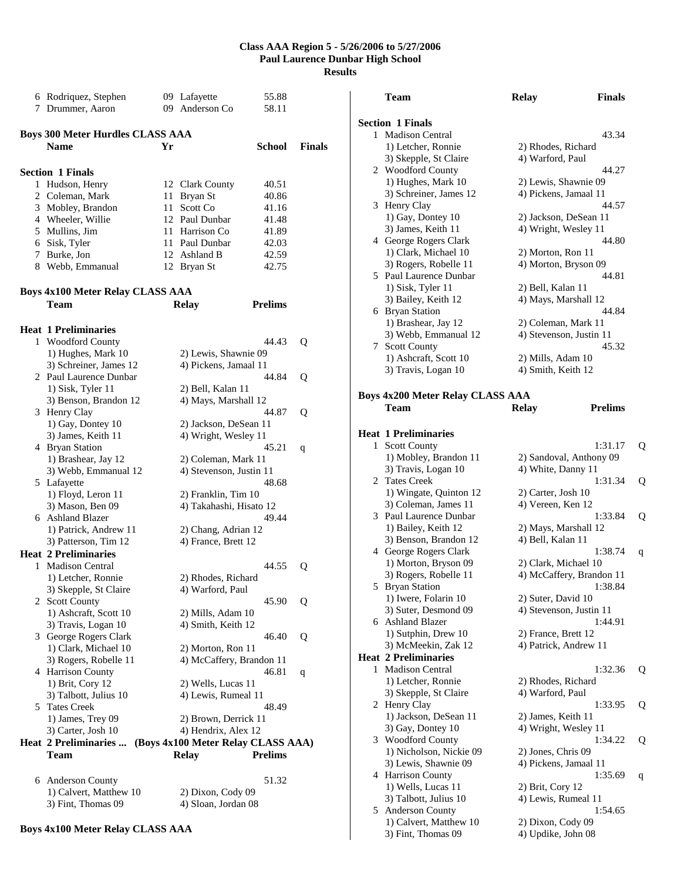## Class AAA Region 5 - 5/26/2006 to 5/27/2006
## Paul Laurence Dunbar High School
## Results

| | Name | Yr | School | Finals |
|---|---|---|---|---|
| 6 | Rodriquez, Stephen | 09 | Lafayette | 55.88 |
| 7 | Drummer, Aaron | 09 | Anderson Co | 58.11 |

### Boys 300 Meter Hurdles CLASS AAA

| | Name | Yr | School | Finals |
|---|---|---|---|---|
| **Section 1 Finals** | | | | |
| 1 | Hudson, Henry | 12 | Clark County | 40.51 |
| 2 | Coleman, Mark | 11 | Bryan St | 40.86 |
| 3 | Mobley, Brandon | 11 | Scott Co | 41.16 |
| 4 | Wheeler, Willie | 12 | Paul Dunbar | 41.48 |
| 5 | Mullins, Jim | 11 | Harrison Co | 41.89 |
| 6 | Sisk, Tyler | 11 | Paul Dunbar | 42.03 |
| 7 | Burke, Jon | 12 | Ashland B | 42.59 |
| 8 | Webb, Emmanual | 12 | Bryan St | 42.75 |

### Boys 4x100 Meter Relay CLASS AAA

**Team / Relay / Prelims**

**Heat 1 Preliminaries**

1. Woodford County — 44.43 Q
   1) Hughes, Mark 10; 2) Lewis, Shawnie 09; 3) Schreiner, James 12; 4) Pickens, Jamaal 11
2. Paul Laurence Dunbar — 44.84 Q
   1) Sisk, Tyler 11; 2) Bell, Kalan 11; 3) Benson, Brandon 12; 4) Mays, Marshall 12
3. Henry Clay — 44.87 Q
   1) Gay, Dontey 10; 2) Jackson, DeSean 11; 3) James, Keith 11; 4) Wright, Wesley 11
4. Bryan Station — 45.21 q
   1) Brashear, Jay 12; 2) Coleman, Mark 11; 3) Webb, Emmanual 12; 4) Stevenson, Justin 11
5. Lafayette — 48.68
   1) Floyd, Leron 11; 2) Franklin, Tim 10; 3) Mason, Ben 09; 4) Takahashi, Hisato 12
6. Ashland Blazer — 49.44
   1) Patrick, Andrew 11; 2) Chang, Adrian 12; 3) Patterson, Tim 12; 4) France, Brett 12

**Heat 2 Preliminaries**

1. Madison Central — 44.55 Q
   1) Letcher, Ronnie; 2) Rhodes, Richard; 3) Skepple, St Claire; 4) Warford, Paul
2. Scott County — 45.90 Q
   1) Ashcraft, Scott 10; 2) Mills, Adam 10; 3) Travis, Logan 10; 4) Smith, Keith 12
3. George Rogers Clark — 46.40 Q
   1) Clark, Michael 10; 2) Morton, Ron 11; 3) Rogers, Robelle 11; 4) McCaffery, Brandon 11
4. Harrison County — 46.81 q
   1) Brit, Cory 12; 2) Wells, Lucas 11; 3) Talbott, Julius 10; 4) Lewis, Rumeal 11
5. Tates Creek — 48.49
   1) James, Trey 09; 2) Brown, Derrick 11; 3) Carter, Josh 10; 4) Hendrix, Alex 12

**Heat 2 Preliminaries ... (Boys 4x100 Meter Relay CLASS AAA)**

6. Anderson County — 51.32
   1) Calvert, Matthew 10; 2) Dixon, Cody 09; 3) Fint, Thomas 09; 4) Sloan, Jordan 08

### Boys 4x100 Meter Relay CLASS AAA

**Team / Relay / Finals**

**Section 1 Finals**

1. Madison Central — 43.34
   1) Letcher, Ronnie; 2) Rhodes, Richard; 3) Skepple, St Claire; 4) Warford, Paul
2. Woodford County — 44.27
   1) Hughes, Mark 10; 2) Lewis, Shawnie 09; 3) Schreiner, James 12; 4) Pickens, Jamaal 11
3. Henry Clay — 44.57
   1) Gay, Dontey 10; 2) Jackson, DeSean 11; 3) James, Keith 11; 4) Wright, Wesley 11
4. George Rogers Clark — 44.80
   1) Clark, Michael 10; 2) Morton, Ron 11; 3) Rogers, Robelle 11; 4) Morton, Bryson 09
5. Paul Laurence Dunbar — 44.81
   1) Sisk, Tyler 11; 2) Bell, Kalan 11; 3) Bailey, Keith 12; 4) Mays, Marshall 12
6. Bryan Station — 44.84
   1) Brashear, Jay 12; 2) Coleman, Mark 11; 3) Webb, Emmanual 12; 4) Stevenson, Justin 11
7. Scott County — 45.32
   1) Ashcraft, Scott 10; 2) Mills, Adam 10; 3) Travis, Logan 10; 4) Smith, Keith 12

### Boys 4x200 Meter Relay CLASS AAA

**Team / Relay / Prelims**

**Heat 1 Preliminaries**

1. Scott County — 1:31.17 Q
   1) Mobley, Brandon 11; 2) Sandoval, Anthony 09; 3) Travis, Logan 10; 4) White, Danny 11
2. Tates Creek — 1:31.34 Q
   1) Wingate, Quinton 12; 2) Carter, Josh 10; 3) Coleman, James 11; 4) Vereen, Ken 12
3. Paul Laurence Dunbar — 1:33.84 Q
   1) Bailey, Keith 12; 2) Mays, Marshall 12; 3) Benson, Brandon 12; 4) Bell, Kalan 11
4. George Rogers Clark — 1:38.74 q
   1) Morton, Bryson 09; 2) Clark, Michael 10; 3) Rogers, Robelle 11; 4) McCaffery, Brandon 11
5. Bryan Station — 1:38.84
   1) Iwere, Folarin 10; 2) Suter, David 10; 3) Suter, Desmond 09; 4) Stevenson, Justin 11
6. Ashland Blazer — 1:44.91
   1) Sutphin, Drew 10; 2) France, Brett 12; 3) McMeekin, Zak 12; 4) Patrick, Andrew 11

**Heat 2 Preliminaries**

1. Madison Central — 1:32.36 Q
   1) Letcher, Ronnie; 2) Rhodes, Richard; 3) Skepple, St Claire; 4) Warford, Paul
2. Henry Clay — 1:33.95 Q
   1) Jackson, DeSean 11; 2) James, Keith 11; 3) Gay, Dontey 10; 4) Wright, Wesley 11
3. Woodford County — 1:34.22 Q
   1) Nicholson, Nickie 09; 2) Jones, Chris 09; 3) Lewis, Shawnie 09; 4) Pickens, Jamaal 11
4. Harrison County — 1:35.69 q
   1) Wells, Lucas 11; 2) Brit, Cory 12; 3) Talbott, Julius 10; 4) Lewis, Rumeal 11
5. Anderson County — 1:54.65
   1) Calvert, Matthew 10; 2) Dixon, Cody 09; 3) Fint, Thomas 09; 4) Updike, John 08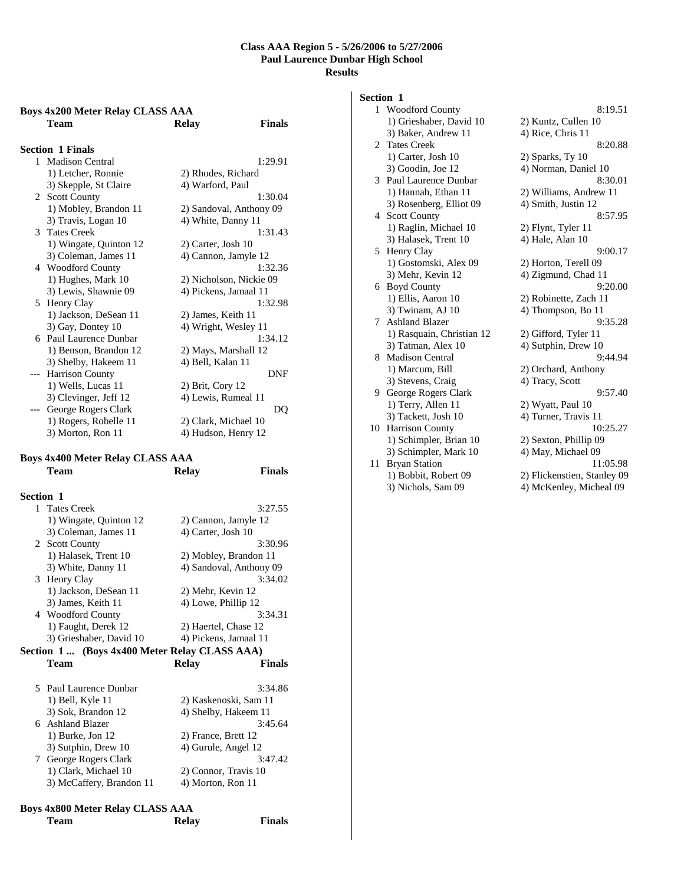**Class AAA Region 5 - 5/26/2006 to 5/27/2006**
**Paul Laurence Dunbar High School**
**Results**

### Boys 4x200 Meter Relay CLASS AAA

| | Team | Relay | Finals |
|---|---|---|---|

**Section 1 Finals**

| | Team | Relay | Finals |
|---|---|---|---|
| 1 | Madison Central | | 1:29.91 |
| | 1) Letcher, Ronnie | 2) Rhodes, Richard | |
| | 3) Skepple, St Claire | 4) Warford, Paul | |
| 2 | Scott County | | 1:30.04 |
| | 1) Mobley, Brandon 11 | 2) Sandoval, Anthony 09 | |
| | 3) Travis, Logan 10 | 4) White, Danny 11 | |
| 3 | Tates Creek | | 1:31.43 |
| | 1) Wingate, Quinton 12 | 2) Carter, Josh 10 | |
| | 3) Coleman, James 11 | 4) Cannon, Jamyle 12 | |
| 4 | Woodford County | | 1:32.36 |
| | 1) Hughes, Mark 10 | 2) Nicholson, Nickie 09 | |
| | 3) Lewis, Shawnie 09 | 4) Pickens, Jamaal 11 | |
| 5 | Henry Clay | | 1:32.98 |
| | 1) Jackson, DeSean 11 | 2) James, Keith 11 | |
| | 3) Gay, Dontey 10 | 4) Wright, Wesley 11 | |
| 6 | Paul Laurence Dunbar | | 1:34.12 |
| | 1) Benson, Brandon 12 | 2) Mays, Marshall 12 | |
| | 3) Shelby, Hakeem 11 | 4) Bell, Kalan 11 | |
| --- | Harrison County | | DNF |
| | 1) Wells, Lucas 11 | 2) Brit, Cory 12 | |
| | 3) Clevinger, Jeff 12 | 4) Lewis, Rumeal 11 | |
| --- | George Rogers Clark | | DQ |
| | 1) Rogers, Robelle 11 | 2) Clark, Michael 10 | |
| | 3) Morton, Ron 11 | 4) Hudson, Henry 12 | |

### Boys 4x400 Meter Relay CLASS AAA

**Section 1**

| | Team | Relay | Finals |
|---|---|---|---|
| 1 | Tates Creek | | 3:27.55 |
| | 1) Wingate, Quinton 12 | 2) Cannon, Jamyle 12 | |
| | 3) Coleman, James 11 | 4) Carter, Josh 10 | |
| 2 | Scott County | | 3:30.96 |
| | 1) Halasek, Trent 10 | 2) Mobley, Brandon 11 | |
| | 3) White, Danny 11 | 4) Sandoval, Anthony 09 | |
| 3 | Henry Clay | | 3:34.02 |
| | 1) Jackson, DeSean 11 | 2) Mehr, Kevin 12 | |
| | 3) James, Keith 11 | 4) Lowe, Phillip 12 | |
| 4 | Woodford County | | 3:34.31 |
| | 1) Faught, Derek 12 | 2) Haertel, Chase 12 | |
| | 3) Grieshaber, David 10 | 4) Pickens, Jamaal 11 | |

**Section 1 ... (Boys 4x400 Meter Relay CLASS AAA)**

| | Team | Relay | Finals |
|---|---|---|---|
| 5 | Paul Laurence Dunbar | | 3:34.86 |
| | 1) Bell, Kyle 11 | 2) Kaskenoski, Sam 11 | |
| | 3) Sok, Brandon 12 | 4) Shelby, Hakeem 11 | |
| 6 | Ashland Blazer | | 3:45.64 |
| | 1) Burke, Jon 12 | 2) France, Brett 12 | |
| | 3) Sutphin, Drew 10 | 4) Gurule, Angel 12 | |
| 7 | George Rogers Clark | | 3:47.42 |
| | 1) Clark, Michael 10 | 2) Connor, Travis 10 | |
| | 3) McCaffery, Brandon 11 | 4) Morton, Ron 11 | |

### Boys 4x800 Meter Relay CLASS AAA

**Section 1**

| | Team | Relay | Finals |
|---|---|---|---|
| 1 | Woodford County | | 8:19.51 |
| | 1) Grieshaber, David 10 | 2) Kuntz, Cullen 10 | |
| | 3) Baker, Andrew 11 | 4) Rice, Chris 11 | |
| 2 | Tates Creek | | 8:20.88 |
| | 1) Carter, Josh 10 | 2) Sparks, Ty 10 | |
| | 3) Goodin, Joe 12 | 4) Norman, Daniel 10 | |
| 3 | Paul Laurence Dunbar | | 8:30.01 |
| | 1) Hannah, Ethan 11 | 2) Williams, Andrew 11 | |
| | 3) Rosenberg, Elliot 09 | 4) Smith, Justin 12 | |
| 4 | Scott County | | 8:57.95 |
| | 1) Raglin, Michael 10 | 2) Flynt, Tyler 11 | |
| | 3) Halasek, Trent 10 | 4) Hale, Alan 10 | |
| 5 | Henry Clay | | 9:00.17 |
| | 1) Gostomski, Alex 09 | 2) Horton, Terell 09 | |
| | 3) Mehr, Kevin 12 | 4) Zigmund, Chad 11 | |
| 6 | Boyd County | | 9:20.00 |
| | 1) Ellis, Aaron 10 | 2) Robinette, Zach 11 | |
| | 3) Twinam, AJ 10 | 4) Thompson, Bo 11 | |
| 7 | Ashland Blazer | | 9:35.28 |
| | 1) Rasquain, Christian 12 | 2) Gifford, Tyler 11 | |
| | 3) Tatman, Alex 10 | 4) Sutphin, Drew 10 | |
| 8 | Madison Central | | 9:44.94 |
| | 1) Marcum, Bill | 2) Orchard, Anthony | |
| | 3) Stevens, Craig | 4) Tracy, Scott | |
| 9 | George Rogers Clark | | 9:57.40 |
| | 1) Terry, Allen 11 | 2) Wyatt, Paul 10 | |
| | 3) Tackett, Josh 10 | 4) Turner, Travis 11 | |
| 10 | Harrison County | | 10:25.27 |
| | 1) Schimpler, Brian 10 | 2) Sexton, Phillip 09 | |
| | 3) Schimpler, Mark 10 | 4) May, Michael 09 | |
| 11 | Bryan Station | | 11:05.98 |
| | 1) Bobbit, Robert 09 | 2) Flickenstien, Stanley 09 | |
| | 3) Nichols, Sam 09 | 4) McKenley, Micheal 09 | |